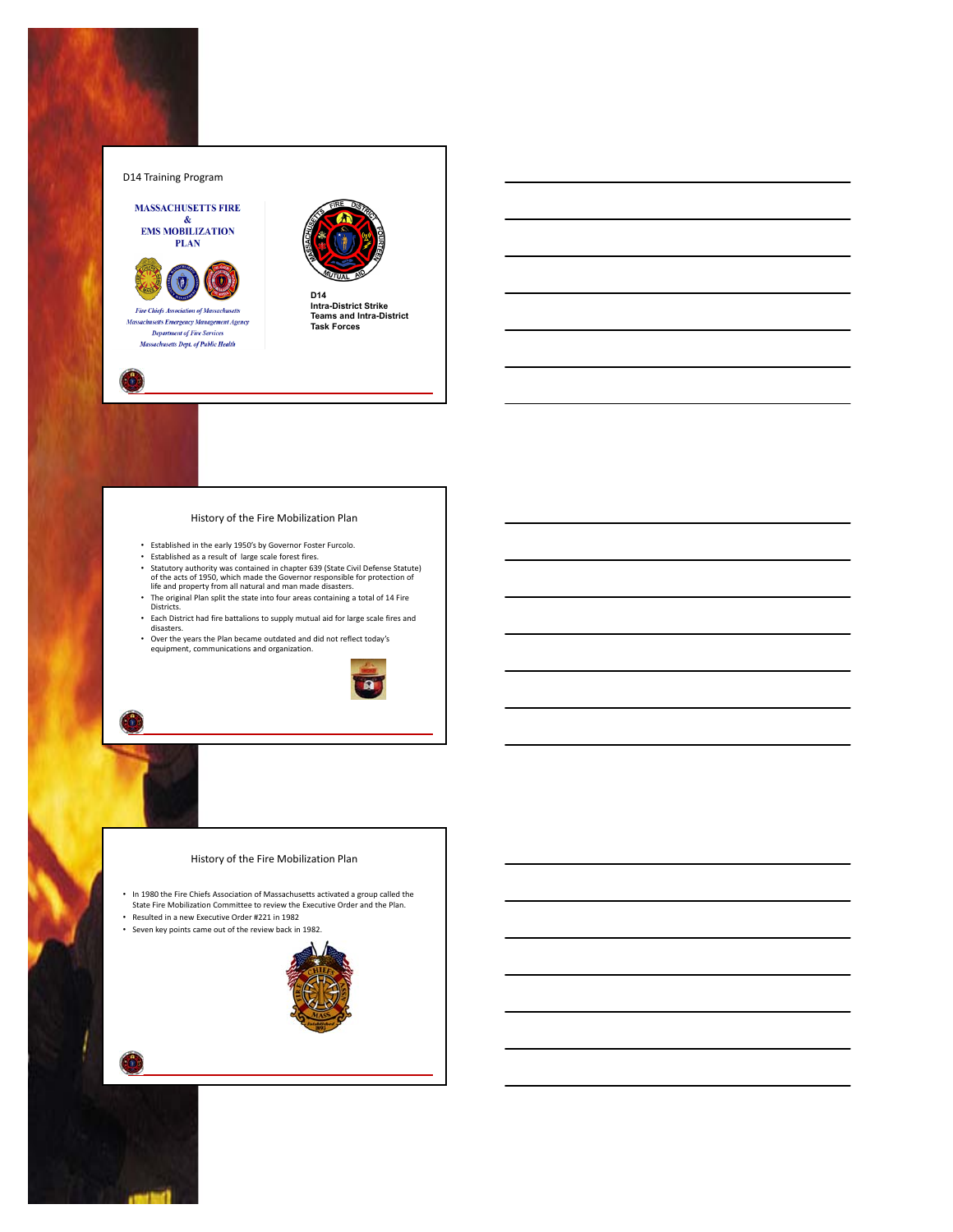D14 Training Program

**MASSACHUSETTS FIRE & EMS MOBILIZATION PLAN**

*Fire Chiefs Association of Massachusetts*
*Massachusetts Emergency Management Agency*
*Department of Fire Services*
*Massachusetts Dept. of Public Health*

**D14**
**Intra-District Strike Teams and Intra-District Task Forces**

## History of the Fire Mobilization Plan

- Established in the early 1950's by Governor Foster Furcolo.
- Established as a result of large scale forest fires.
- Statutory authority was contained in chapter 639 (State Civil Defense Statute) of the acts of 1950, which made the Governor responsible for protection of life and property from all natural and man made disasters.
- The original Plan split the state into four areas containing a total of 14 Fire Districts.
- Each District had fire battalions to supply mutual aid for large scale fires and disasters.
- Over the years the Plan became outdated and did not reflect today's equipment, communications and organization.

## History of the Fire Mobilization Plan

- In 1980 the Fire Chiefs Association of Massachusetts activated a group called the State Fire Mobilization Committee to review the Executive Order and the Plan.
- Resulted in a new Executive Order #221 in 1982
- Seven key points came out of the review back in 1982.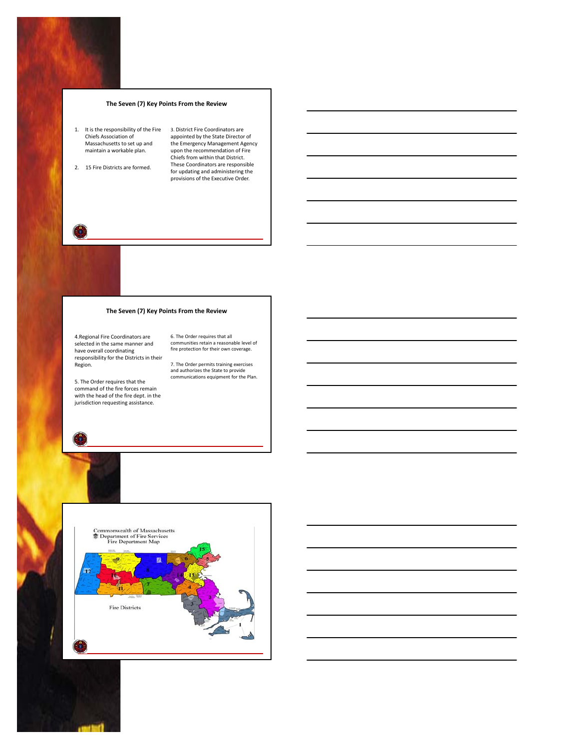## The Seven (7) Key Points From the Review

1. It is the responsibility of the Fire Chiefs Association of Massachusetts to set up and maintain a workable plan.

2. 15 Fire Districts are formed.

3. District Fire Coordinators are appointed by the State Director of the Emergency Management Agency upon the recommendation of Fire Chiefs from within that District. These Coordinators are responsible for updating and administering the provisions of the Executive Order.

## The Seven (7) Key Points From the Review

4. Regional Fire Coordinators are selected in the same manner and have overall coordinating responsibility for the Districts in their Region.

5. The Order requires that the command of the fire forces remain with the head of the fire dept. in the jurisdiction requesting assistance.

6. The Order requires that all communities retain a reasonable level of fire protection for their own coverage.

7. The Order permits training exercises and authorizes the State to provide communications equipment for the Plan.

Commonwealth of Massachusetts
Department of Fire Services
Fire Department Map

Fire Districts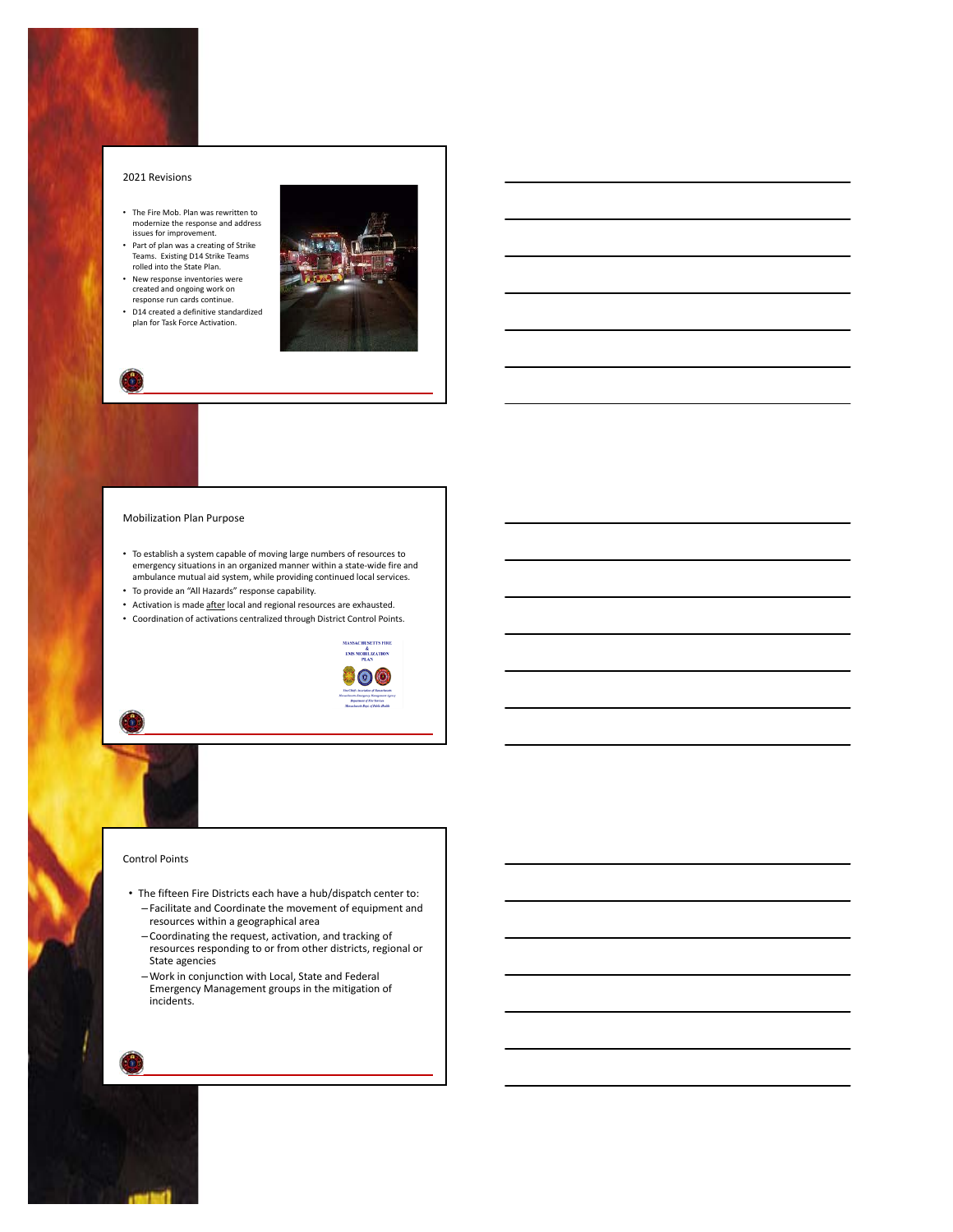## 2021 Revisions

- The Fire Mob. Plan was rewritten to modernize the response and address issues for improvement.
- Part of plan was a creating of Strike Teams. Existing D14 Strike Teams rolled into the State Plan.
- New response inventories were created and ongoing work on response run cards continue.
- D14 created a definitive standardized plan for Task Force Activation.

## Mobilization Plan Purpose

- To establish a system capable of moving large numbers of resources to emergency situations in an organized manner within a state-wide fire and ambulance mutual aid system, while providing continued local services.
- To provide an "All Hazards" response capability.
- Activation is made after local and regional resources are exhausted.
- Coordination of activations centralized through District Control Points.

MASSACHUSETTS FIRE & EMS MOBILIZATION PLAN

## Control Points

- The fifteen Fire Districts each have a hub/dispatch center to:
  - Facilitate and Coordinate the movement of equipment and resources within a geographical area
  - Coordinating the request, activation, and tracking of resources responding to or from other districts, regional or State agencies
  - Work in conjunction with Local, State and Federal Emergency Management groups in the mitigation of incidents.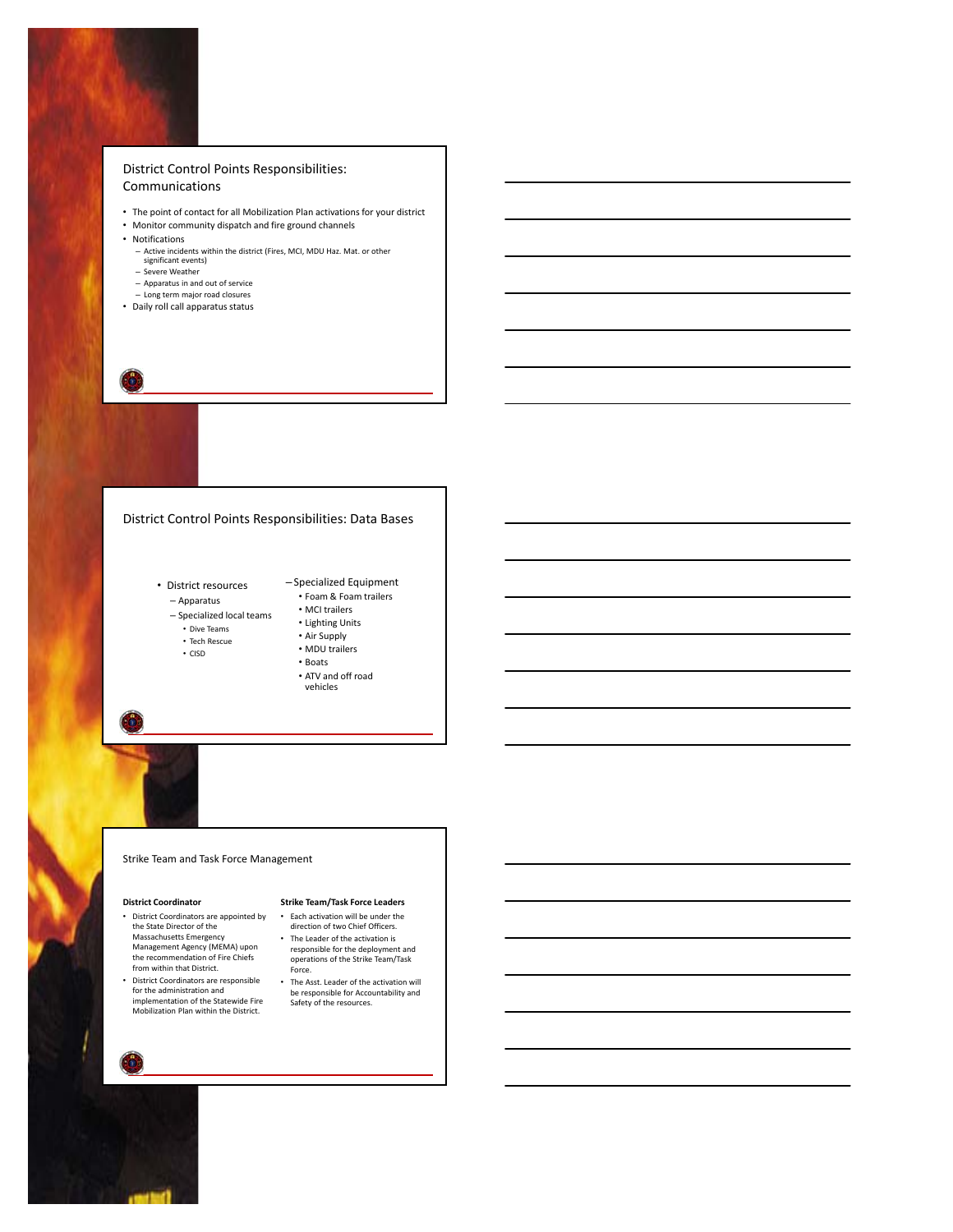## District Control Points Responsibilities: Communications

- The point of contact for all Mobilization Plan activations for your district
- Monitor community dispatch and fire ground channels
- Notifications
  - Active incidents within the district (Fires, MCI, MDU Haz. Mat. or other significant events)
  - Severe Weather
  - Apparatus in and out of service
  - Long term major road closures
- Daily roll call apparatus status

## District Control Points Responsibilities: Data Bases

- District resources
  - Apparatus
  - Specialized local teams
    - Dive Teams
    - Tech Rescue
    - CISD
  - Specialized Equipment
    - Foam & Foam trailers
    - MCI trailers
    - Lighting Units
    - Air Supply
    - MDU trailers
    - Boats
    - ATV and off road vehicles

## Strike Team and Task Force Management

**District Coordinator**

- District Coordinators are appointed by the State Director of the Massachusetts Emergency Management Agency (MEMA) upon the recommendation of Fire Chiefs from within that District.
- District Coordinators are responsible for the administration and implementation of the Statewide Fire Mobilization Plan within the District.

**Strike Team/Task Force Leaders**

- Each activation will be under the direction of two Chief Officers.
- The Leader of the activation is responsible for the deployment and operations of the Strike Team/Task Force.
- The Asst. Leader of the activation will be responsible for Accountability and Safety of the resources.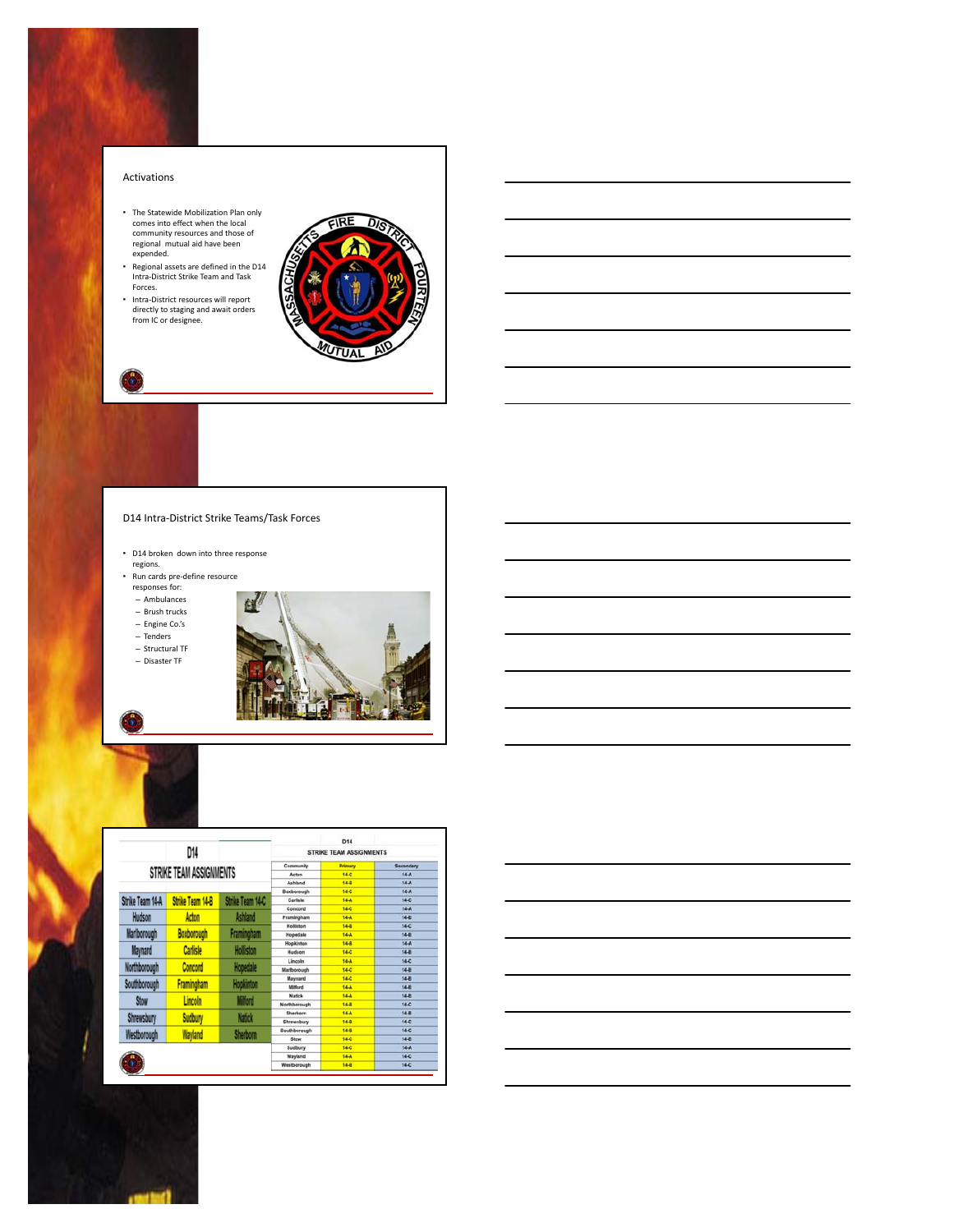## Activations

- The Statewide Mobilization Plan only comes into effect when the local community resources and those of regional mutual aid have been expended.
- Regional assets are defined in the D14 Intra-District Strike Team and Task Forces.
- Intra-District resources will report directly to staging and await orders from IC or designee.

## D14 Intra-District Strike Teams/Task Forces

- D14 broken down into three response regions.
- Run cards pre-define resource responses for:
  - Ambulances
  - Brush trucks
  - Engine Co.'s
  - Tenders
  - Structural TF
  - Disaster TF

## D14 STRIKE TEAM ASSIGNMENTS

| Strike Team 14-A | Strike Team 14-B | Strike Team 14-C |
| --- | --- | --- |
| Hudson | Acton | Ashland |
| Marlborough | Boxborough | Framingham |
| Maynard | Carlisle | Holliston |
| Northborough | Concord | Hopedale |
| Southborough | Framingham | Hopkinton |
| Stow | Lincoln | Milford |
| Shrewsbury | Sudbury | Natick |
| Westborough | Wayland | Sherborn |

D14

STRIKE TEAM ASSIGNMENTS

| Community | Primary | Secondary |
| --- | --- | --- |
| Acton | 14-C | 14-A |
| Ashland | 14-B | 14-A |
| Boxborough | 14-C | 14-A |
| Carlisle | 14-A | 14-C |
| Concord | 14-C | 14-A |
| Framingham | 14-A | 14-B |
| Holliston | 14-B | 14-C |
| Hopedale | 14-A | 14-B |
| Hopkinton | 14-B | 14-A |
| Hudson | 14-C | 14-B |
| Lincoln | 14-A | 14-C |
| Marlborough | 14-C | 14-B |
| Maynard | 14-C | 14-B |
| Milford | 14-A | 14-B |
| Natick | 14-A | 14-B |
| Northborough | 14-B | 14-C |
| Sherborn | 14-A | 14-B |
| Shrewsbury | 14-B | 14-C |
| Southborough | 14-B | 14-C |
| Stow | 14-C | 14-B |
| Sudbury | 14-C | 14-A |
| Wayland | 14-A | 14-C |
| Westborough | 14-B | 14-C |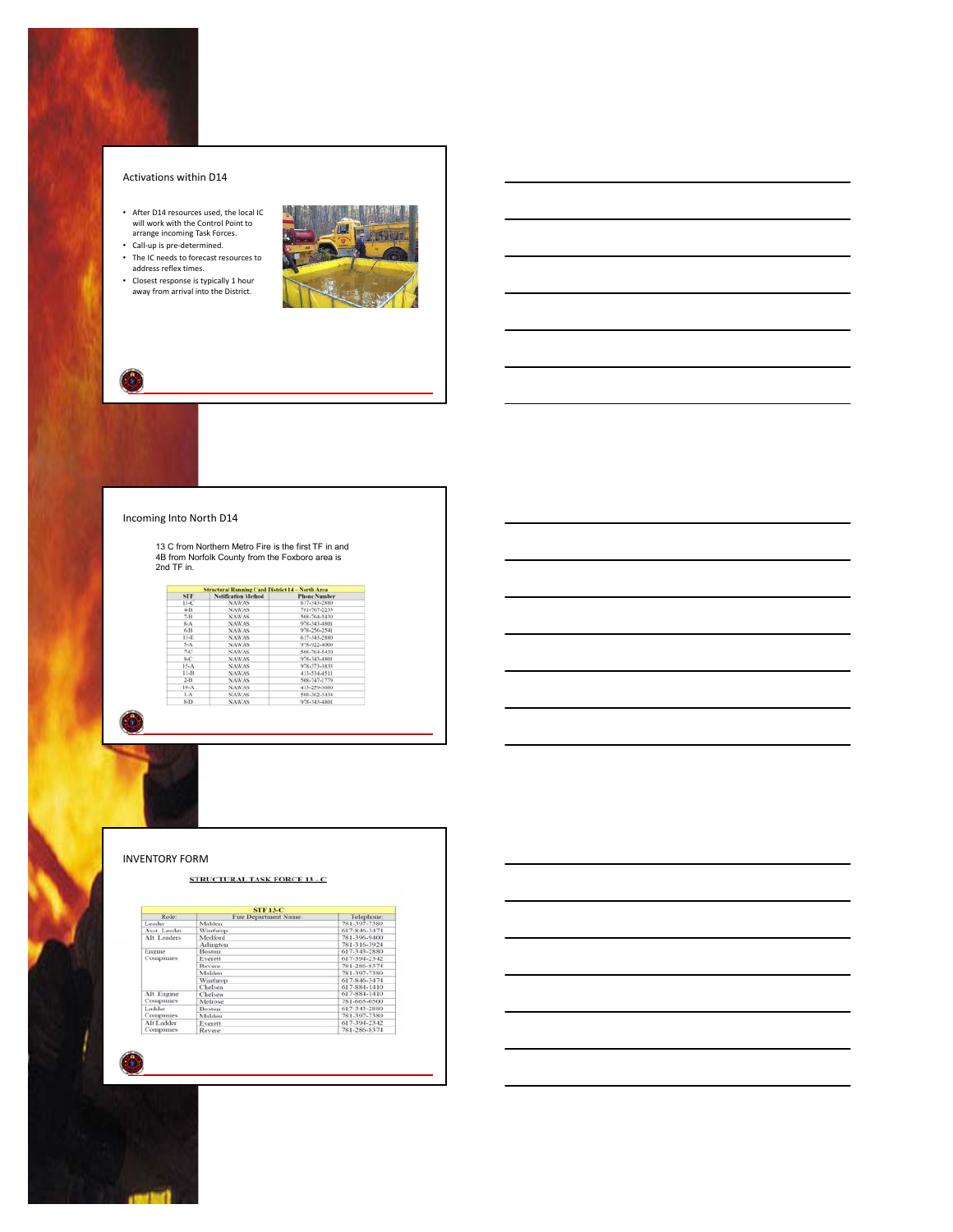## Activations within D14

- After D14 resources used, the local IC will work with the Control Point to arrange incoming Task Forces.
- Call-up is pre-determined.
- The IC needs to forecast resources to address reflex times.
- Closest response is typically 1 hour away from arrival into the District.

## Incoming Into North D14

13 C from Northern Metro Fire is the first TF in and 4B from Norfolk County from the Foxboro area is 2nd TF in.

| Structural Running Card District 14 - North Area | | |
|---|---|---|
| STF | Notification Method | Phone Number |
| 13-C | NAWAS | 617-343-2880 |
| 4-B | NAWAS | 781-767-2233 |
| 7-B | NAWAS | 508-764-5430 |
| 8-A | NAWAS | 978-343-4801 |
| 6-B | NAWAS | 978-256-2541 |
| 13-E | NAWAS | 617-343-2880 |
| 5-A | NAWAS | 978-922-4000 |
| 7-C | NAWAS | 508-764-5430 |
| 8-C | NAWAS | 978-343-4801 |
| 15-A | NAWAS | 978-373-1833 |
| 11-B | NAWAS | 413-534-4511 |
| 2-B | NAWAS | 508-747-1779 |
| 10-A | NAWAS | 413-259-3080 |
| 1-A | NAWAS | 508-362-3434 |
| 8-D | NAWAS | 978-343-4801 |

## INVENTORY FORM

STRUCTURAL TASK FORCE 13 - C

| STF 13-C | | |
|---|---|---|
| Role: | Fire Department Name: | Telephone: |
| Leader | Malden | 781-397-7389 |
| Asst. Leader | Winthrop | 617-846-3474 |
| Alt. Leaders | Medford | 781-396-9400 |
| | Arlington | 781-316-3924 |
| Engine Companies | Boston | 617-343-2880 |
| | Everett | 617-394-2342 |
| | Revere | 781-286-8374 |
| | Malden | 781-397-7389 |
| | Winthrop | 617-846-3474 |
| | Chelsea | 617-884-1410 |
| Alt. Engine Companies | Chelsea | 617-884-1410 |
| | Melrose | 781-665-0500 |
| Ladder Companies | Boston | 617-343-2880 |
| | Malden | 781-397-7389 |
| Alt Ladder Companies | Everett | 617-394-2342 |
| | Revere | 781-286-8374 |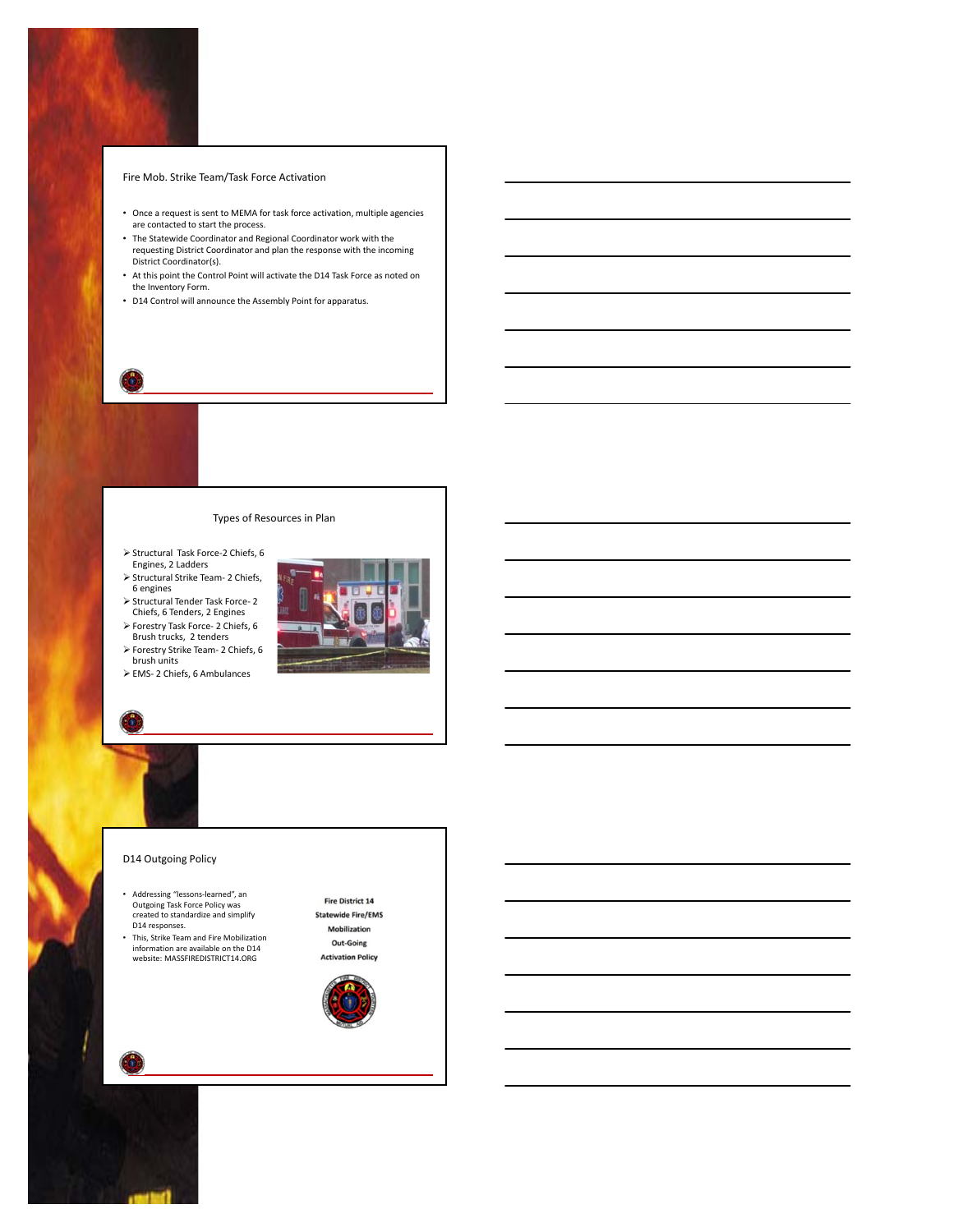## Fire Mob. Strike Team/Task Force Activation

- Once a request is sent to MEMA for task force activation, multiple agencies are contacted to start the process.
- The Statewide Coordinator and Regional Coordinator work with the requesting District Coordinator and plan the response with the incoming District Coordinator(s).
- At this point the Control Point will activate the D14 Task Force as noted on the Inventory Form.
- D14 Control will announce the Assembly Point for apparatus.

## Types of Resources in Plan

- Structural Task Force-2 Chiefs, 6 Engines, 2 Ladders
- Structural Strike Team- 2 Chiefs, 6 engines
- Structural Tender Task Force- 2 Chiefs, 6 Tenders, 2 Engines
- Forestry Task Force- 2 Chiefs, 6 Brush trucks, 2 tenders
- Forestry Strike Team- 2 Chiefs, 6 brush units
- EMS- 2 Chiefs, 6 Ambulances

## D14 Outgoing Policy

- Addressing "lessons-learned", an Outgoing Task Force Policy was created to standardize and simplify D14 responses.
- This, Strike Team and Fire Mobilization information are available on the D14 website: MASSFIREDISTRICT14.ORG

**Fire District 14**
**Statewide Fire/EMS**
**Mobilization**
**Out-Going**
**Activation Policy**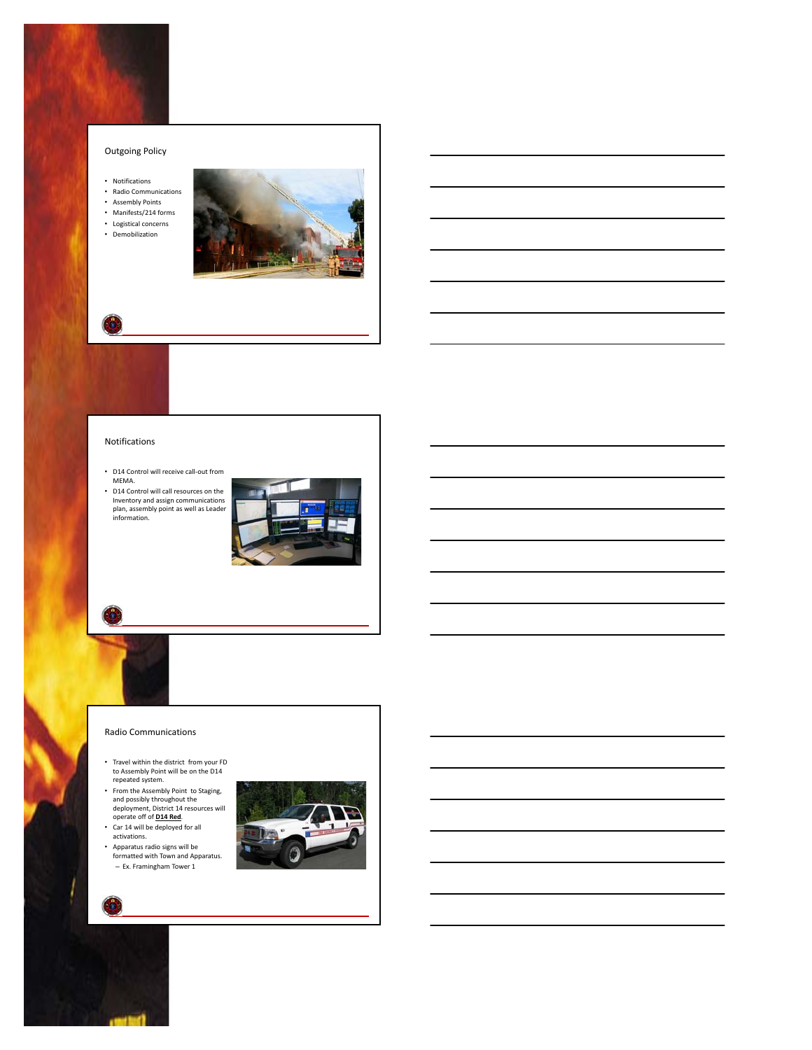## Outgoing Policy

- Notifications
- Radio Communications
- Assembly Points
- Manifests/214 forms
- Logistical concerns
- Demobilization

## Notifications

- D14 Control will receive call-out from MEMA.
- D14 Control will call resources on the Inventory and assign communications plan, assembly point as well as Leader information.

## Radio Communications

- Travel within the district from your FD to Assembly Point will be on the D14 repeated system.
- From the Assembly Point to Staging, and possibly throughout the deployment, District 14 resources will operate off of **D14 Red**.
- Car 14 will be deployed for all activations.
- Apparatus radio signs will be formatted with Town and Apparatus.
  - Ex. Framingham Tower 1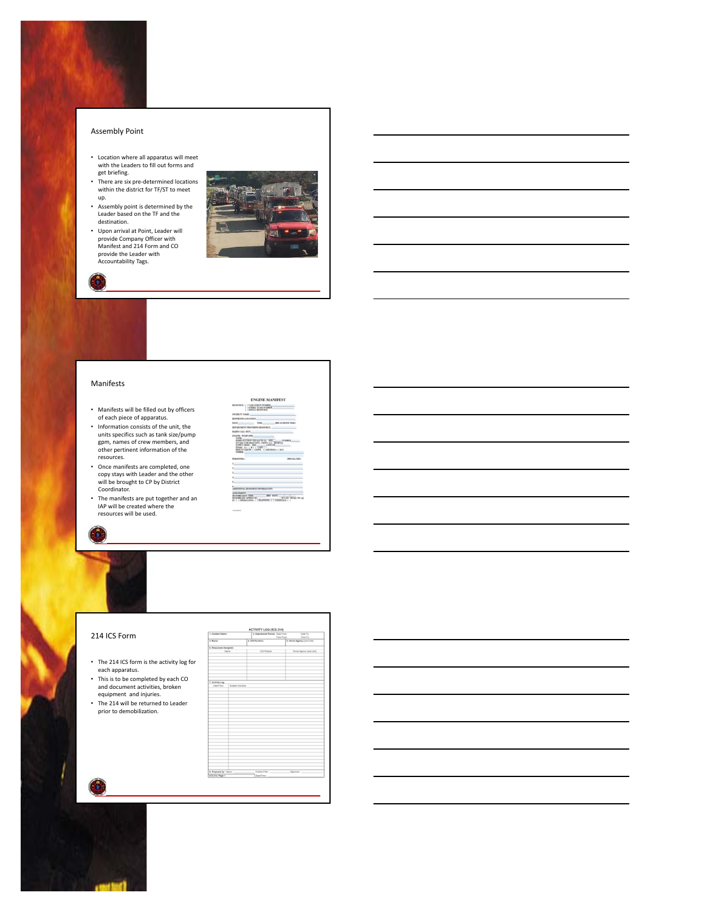## Assembly Point

- Location where all apparatus will meet with the Leaders to fill out forms and get briefing.
- There are six pre-determined locations within the district for TF/ST to meet up.
- Assembly point is determined by the Leader based on the TF and the destination.
- Upon arrival at Point, Leader will provide Company Officer with Manifest and 214 Form and CO provide the Leader with Accountability Tags.

## Manifests

- Manifests will be filled out by officers of each piece of apparatus.
- Information consists of the unit, the units specifics such as tank size/pump gpm, names of crew members, and other pertinent information of the resources.
- Once manifests are completed, one copy stays with Leader and the other will be brought to CP by District Coordinator.
- The manifests are put together and an IAP will be created where the resources will be used.

## 214 ICS Form

- The 214 ICS form is the activity log for each apparatus.
- This is to be completed by each CO and document activities, broken equipment and injuries.
- The 214 will be returned to Leader prior to demobilization.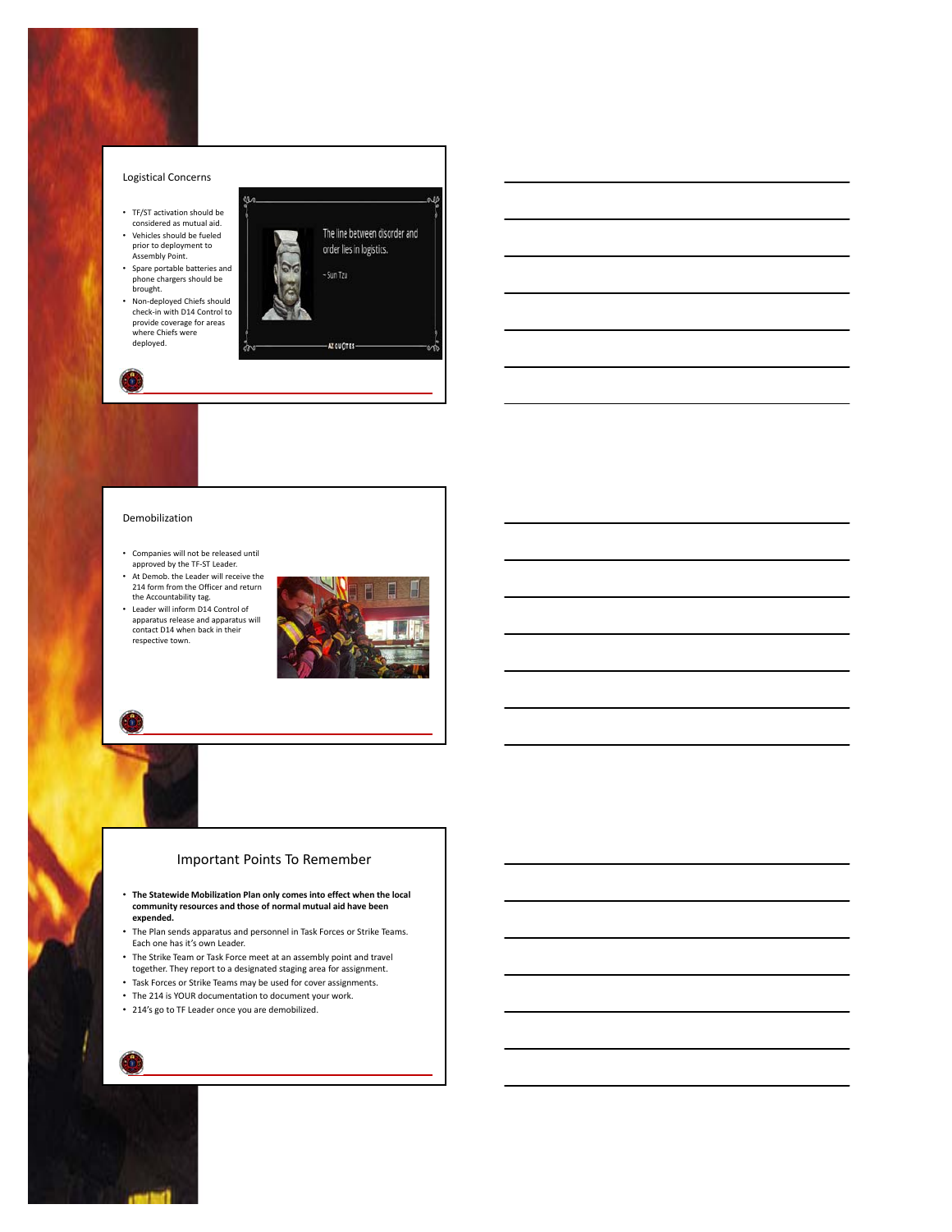## Logistical Concerns

- TF/ST activation should be considered as mutual aid.
- Vehicles should be fueled prior to deployment to Assembly Point.
- Spare portable batteries and phone chargers should be brought.
- Non-deployed Chiefs should check-in with D14 Control to provide coverage for areas where Chiefs were deployed.

## Demobilization

- Companies will not be released until approved by the TF-ST Leader.
- At Demob. the Leader will receive the 214 form from the Officer and return the Accountability tag.
- Leader will inform D14 Control of apparatus release and apparatus will contact D14 when back in their respective town.

## Important Points To Remember

- **The Statewide Mobilization Plan only comes into effect when the local community resources and those of normal mutual aid have been expended.**
- The Plan sends apparatus and personnel in Task Forces or Strike Teams. Each one has it's own Leader.
- The Strike Team or Task Force meet at an assembly point and travel together. They report to a designated staging area for assignment.
- Task Forces or Strike Teams may be used for cover assignments.
- The 214 is YOUR documentation to document your work.
- 214's go to TF Leader once you are demobilized.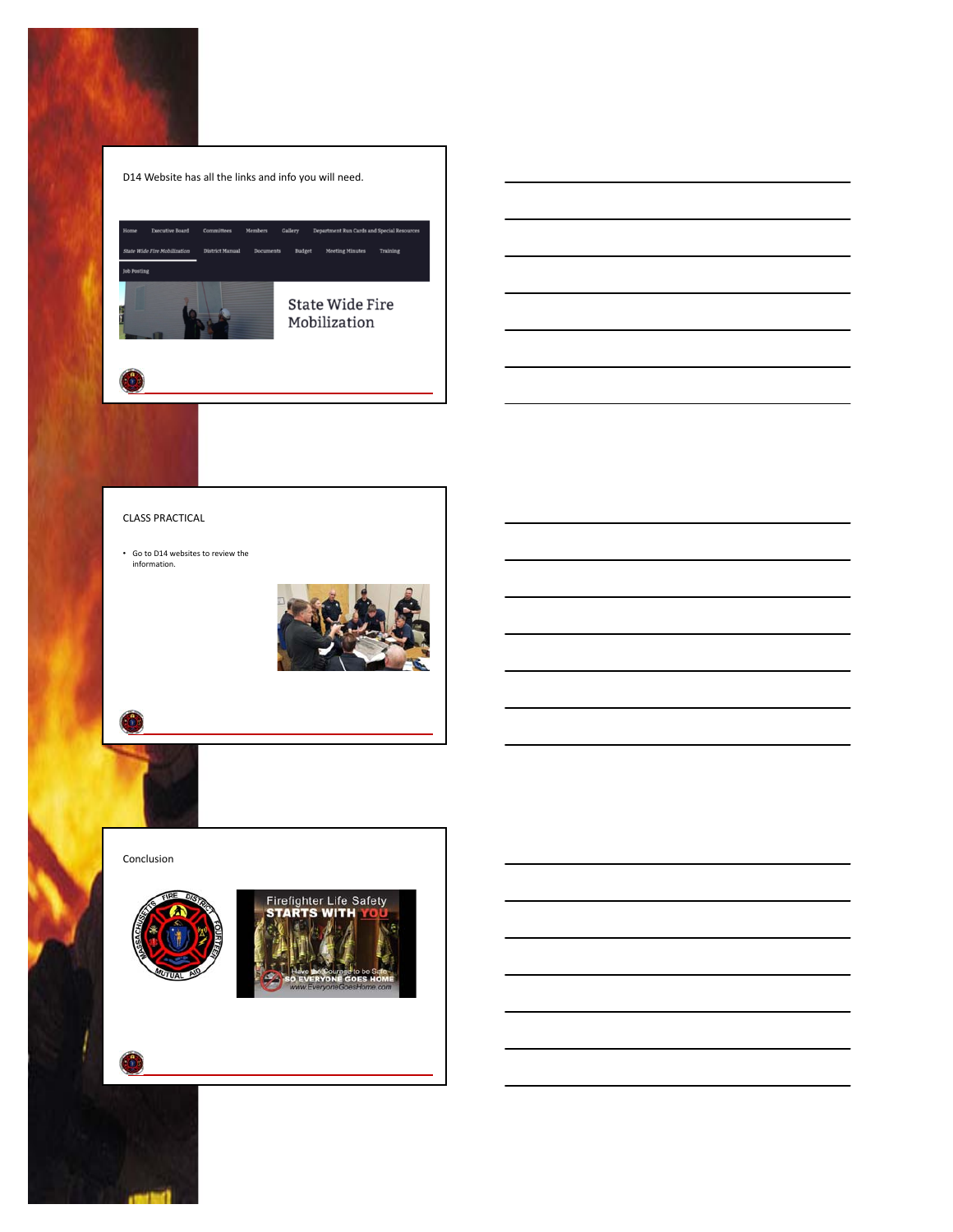D14 Website has all the links and info you will need.

Home | Executive Board | Committees | Members | Gallery | Department Run Cards and Special Resources | State Wide Fire Mobilization | District Manual | Documents | Budget | Meeting Minutes | Training | Job Posting

State Wide Fire Mobilization

CLASS PRACTICAL

- Go to D14 websites to review the information.

Conclusion

MASSACHUSETTS FIRE DISTRICT FOURTEEN MUTUAL AID

Firefighter Life Safety STARTS WITH YOU

Have the Courage to be Safe SO EVERYONE GOES HOME

www.EveryoneGoesHome.com